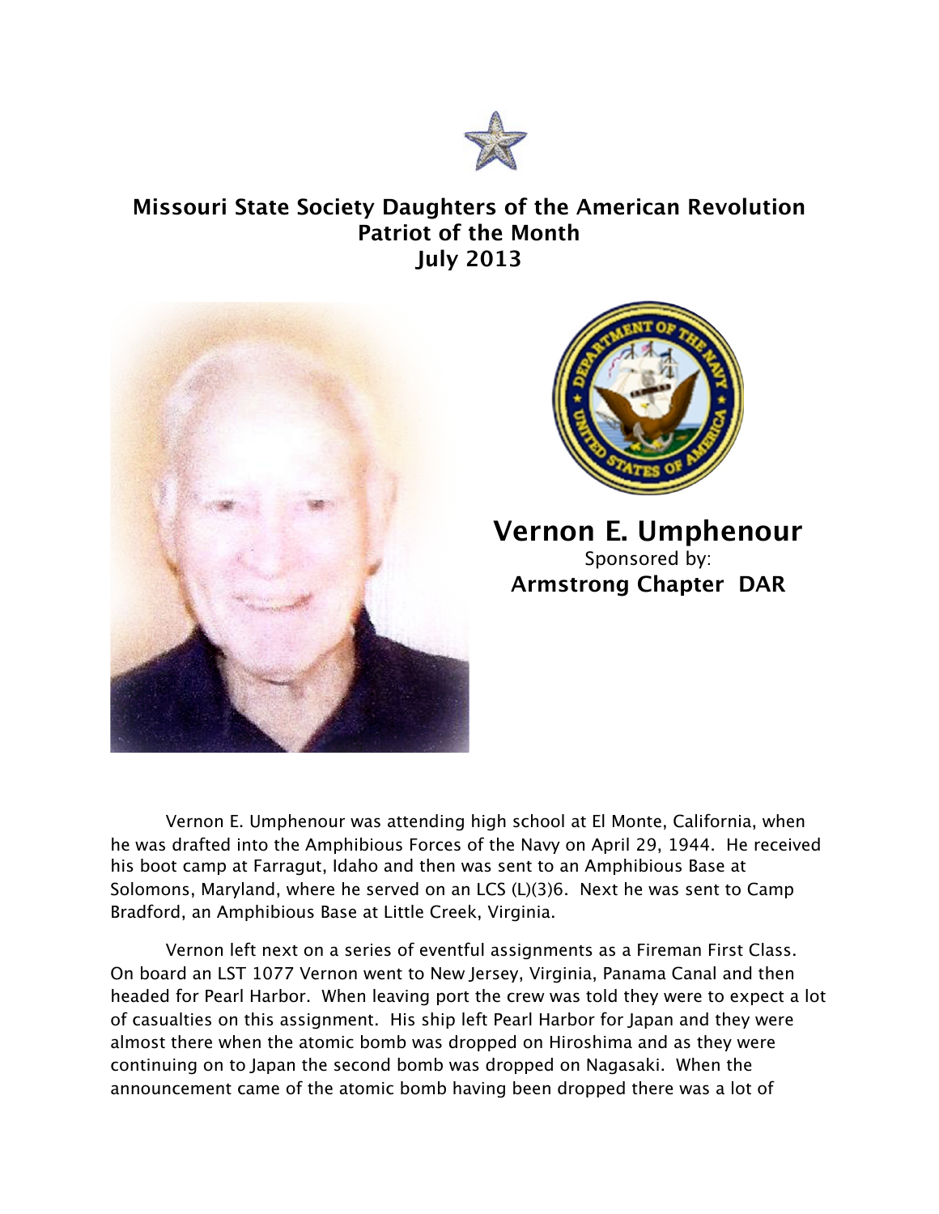# Missouri State Society Daughters of the American Revolution
## Patriot of the Month
## July 2013

## Vernon E. Umphenour

Sponsored by:
**Armstrong Chapter DAR**

Vernon E. Umphenour was attending high school at El Monte, California, when he was drafted into the Amphibious Forces of the Navy on April 29, 1944. He received his boot camp at Farragut, Idaho and then was sent to an Amphibious Base at Solomons, Maryland, where he served on an LCS (L)(3)6. Next he was sent to Camp Bradford, an Amphibious Base at Little Creek, Virginia.

Vernon left next on a series of eventful assignments as a Fireman First Class. On board an LST 1077 Vernon went to New Jersey, Virginia, Panama Canal and then headed for Pearl Harbor. When leaving port the crew was told they were to expect a lot of casualties on this assignment. His ship left Pearl Harbor for Japan and they were almost there when the atomic bomb was dropped on Hiroshima and as they were continuing on to Japan the second bomb was dropped on Nagasaki. When the announcement came of the atomic bomb having been dropped there was a lot of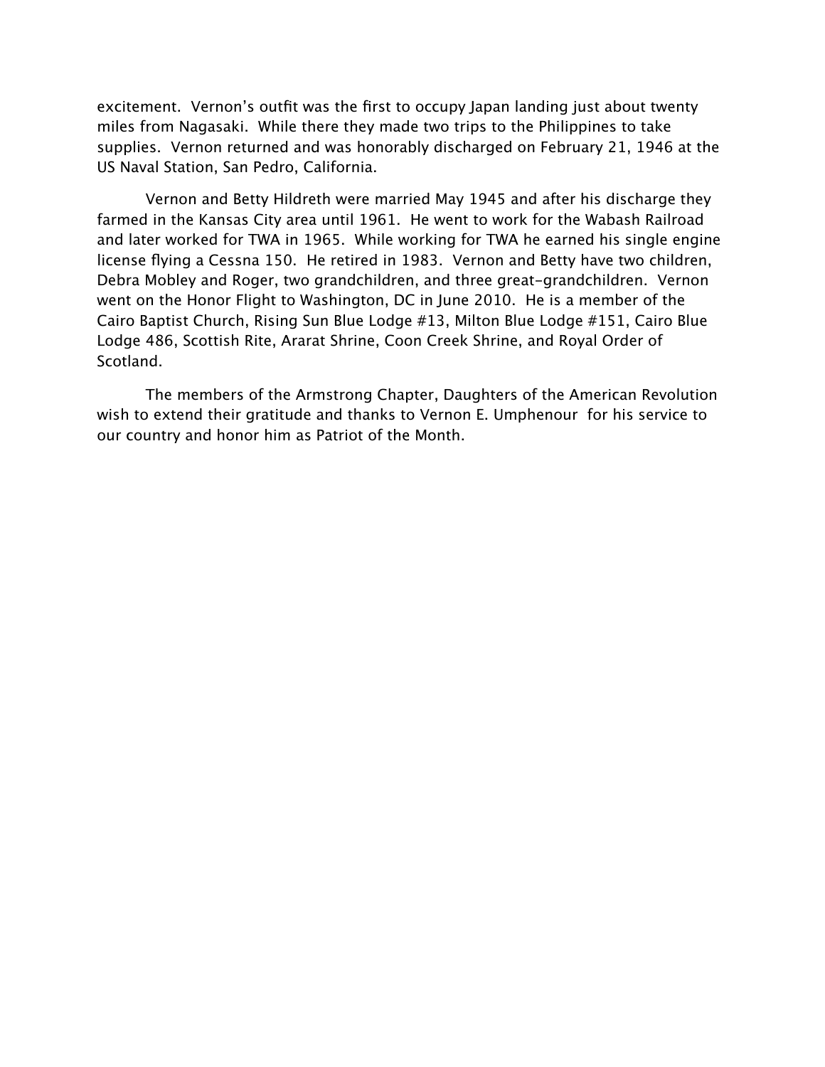excitement. Vernon's outfit was the first to occupy Japan landing just about twenty miles from Nagasaki. While there they made two trips to the Philippines to take supplies. Vernon returned and was honorably discharged on February 21, 1946 at the US Naval Station, San Pedro, California.

Vernon and Betty Hildreth were married May 1945 and after his discharge they farmed in the Kansas City area until 1961. He went to work for the Wabash Railroad and later worked for TWA in 1965. While working for TWA he earned his single engine license flying a Cessna 150. He retired in 1983. Vernon and Betty have two children, Debra Mobley and Roger, two grandchildren, and three great-grandchildren. Vernon went on the Honor Flight to Washington, DC in June 2010. He is a member of the Cairo Baptist Church, Rising Sun Blue Lodge #13, Milton Blue Lodge #151, Cairo Blue Lodge 486, Scottish Rite, Ararat Shrine, Coon Creek Shrine, and Royal Order of Scotland.

The members of the Armstrong Chapter, Daughters of the American Revolution wish to extend their gratitude and thanks to Vernon E. Umphenour for his service to our country and honor him as Patriot of the Month.